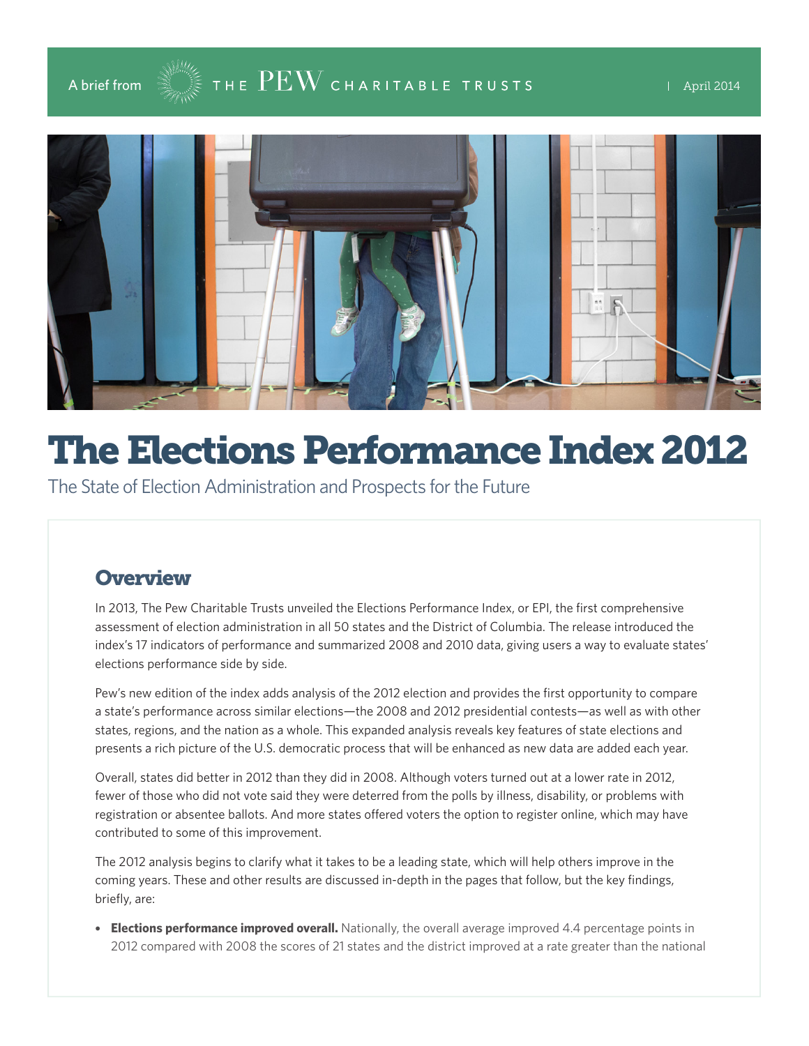A brief from THE PEW CHARITABLE TRUSTS | April 2014

# The Elections Performance Index 2012

The State of Election Administration and Prospects for the Future

## Overview

In 2013, The Pew Charitable Trusts unveiled the Elections Performance Index, or EPI, the first comprehensive assessment of election administration in all 50 states and the District of Columbia. The release introduced the index's 17 indicators of performance and summarized 2008 and 2010 data, giving users a way to evaluate states' elections performance side by side.

Pew's new edition of the index adds analysis of the 2012 election and provides the first opportunity to compare a state's performance across similar elections—the 2008 and 2012 presidential contests—as well as with other states, regions, and the nation as a whole. This expanded analysis reveals key features of state elections and presents a rich picture of the U.S. democratic process that will be enhanced as new data are added each year.

Overall, states did better in 2012 than they did in 2008. Although voters turned out at a lower rate in 2012, fewer of those who did not vote said they were deterred from the polls by illness, disability, or problems with registration or absentee ballots. And more states offered voters the option to register online, which may have contributed to some of this improvement.

The 2012 analysis begins to clarify what it takes to be a leading state, which will help others improve in the coming years. These and other results are discussed in-depth in the pages that follow, but the key findings, briefly, are:

- **Elections performance improved overall.** Nationally, the overall average improved 4.4 percentage points in 2012 compared with 2008 the scores of 21 states and the district improved at a rate greater than the national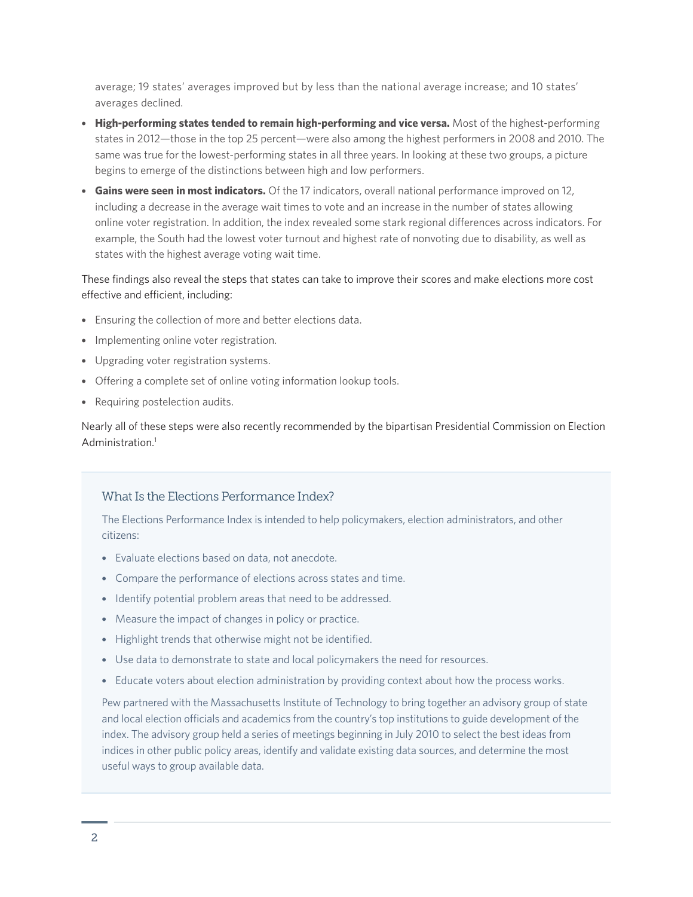average; 19 states' averages improved but by less than the national average increase; and 10 states' averages declined.

- **High-performing states tended to remain high-performing and vice versa.** Most of the highest-performing states in 2012—those in the top 25 percent—were also among the highest performers in 2008 and 2010. The same was true for the lowest-performing states in all three years. In looking at these two groups, a picture begins to emerge of the distinctions between high and low performers.
- **Gains were seen in most indicators.** Of the 17 indicators, overall national performance improved on 12, including a decrease in the average wait times to vote and an increase in the number of states allowing online voter registration. In addition, the index revealed some stark regional differences across indicators. For example, the South had the lowest voter turnout and highest rate of nonvoting due to disability, as well as states with the highest average voting wait time.

These findings also reveal the steps that states can take to improve their scores and make elections more cost effective and efficient, including:

- Ensuring the collection of more and better elections data.
- Implementing online voter registration.
- Upgrading voter registration systems.
- Offering a complete set of online voting information lookup tools.
- Requiring postelection audits.

Nearly all of these steps were also recently recommended by the bipartisan Presidential Commission on Election Administration.[1]

### What Is the Elections Performance Index?

The Elections Performance Index is intended to help policymakers, election administrators, and other citizens:

- Evaluate elections based on data, not anecdote.
- Compare the performance of elections across states and time.
- Identify potential problem areas that need to be addressed.
- Measure the impact of changes in policy or practice.
- Highlight trends that otherwise might not be identified.
- Use data to demonstrate to state and local policymakers the need for resources.
- Educate voters about election administration by providing context about how the process works.

Pew partnered with the Massachusetts Institute of Technology to bring together an advisory group of state and local election officials and academics from the country's top institutions to guide development of the index. The advisory group held a series of meetings beginning in July 2010 to select the best ideas from indices in other public policy areas, identify and validate existing data sources, and determine the most useful ways to group available data.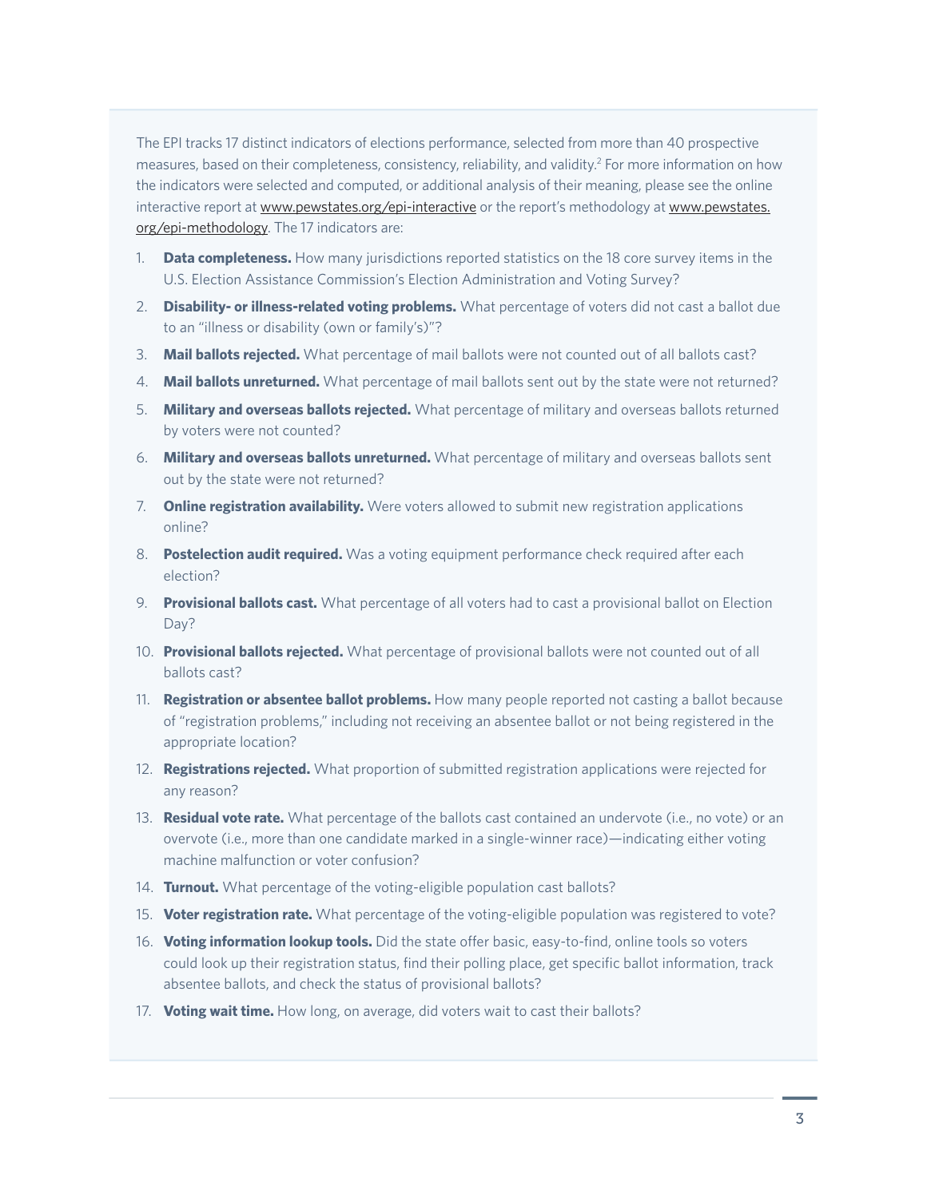The EPI tracks 17 distinct indicators of elections performance, selected from more than 40 prospective measures, based on their completeness, consistency, reliability, and validity.[2] For more information on how the indicators were selected and computed, or additional analysis of their meaning, please see the online interactive report at www.pewstates.org/epi-interactive or the report's methodology at www.pewstates.org/epi-methodology. The 17 indicators are:

1. **Data completeness.** How many jurisdictions reported statistics on the 18 core survey items in the U.S. Election Assistance Commission's Election Administration and Voting Survey?
2. **Disability- or illness-related voting problems.** What percentage of voters did not cast a ballot due to an "illness or disability (own or family's)"?
3. **Mail ballots rejected.** What percentage of mail ballots were not counted out of all ballots cast?
4. **Mail ballots unreturned.** What percentage of mail ballots sent out by the state were not returned?
5. **Military and overseas ballots rejected.** What percentage of military and overseas ballots returned by voters were not counted?
6. **Military and overseas ballots unreturned.** What percentage of military and overseas ballots sent out by the state were not returned?
7. **Online registration availability.** Were voters allowed to submit new registration applications online?
8. **Postelection audit required.** Was a voting equipment performance check required after each election?
9. **Provisional ballots cast.** What percentage of all voters had to cast a provisional ballot on Election Day?
10. **Provisional ballots rejected.** What percentage of provisional ballots were not counted out of all ballots cast?
11. **Registration or absentee ballot problems.** How many people reported not casting a ballot because of "registration problems," including not receiving an absentee ballot or not being registered in the appropriate location?
12. **Registrations rejected.** What proportion of submitted registration applications were rejected for any reason?
13. **Residual vote rate.** What percentage of the ballots cast contained an undervote (i.e., no vote) or an overvote (i.e., more than one candidate marked in a single-winner race)—indicating either voting machine malfunction or voter confusion?
14. **Turnout.** What percentage of the voting-eligible population cast ballots?
15. **Voter registration rate.** What percentage of the voting-eligible population was registered to vote?
16. **Voting information lookup tools.** Did the state offer basic, easy-to-find, online tools so voters could look up their registration status, find their polling place, get specific ballot information, track absentee ballots, and check the status of provisional ballots?
17. **Voting wait time.** How long, on average, did voters wait to cast their ballots?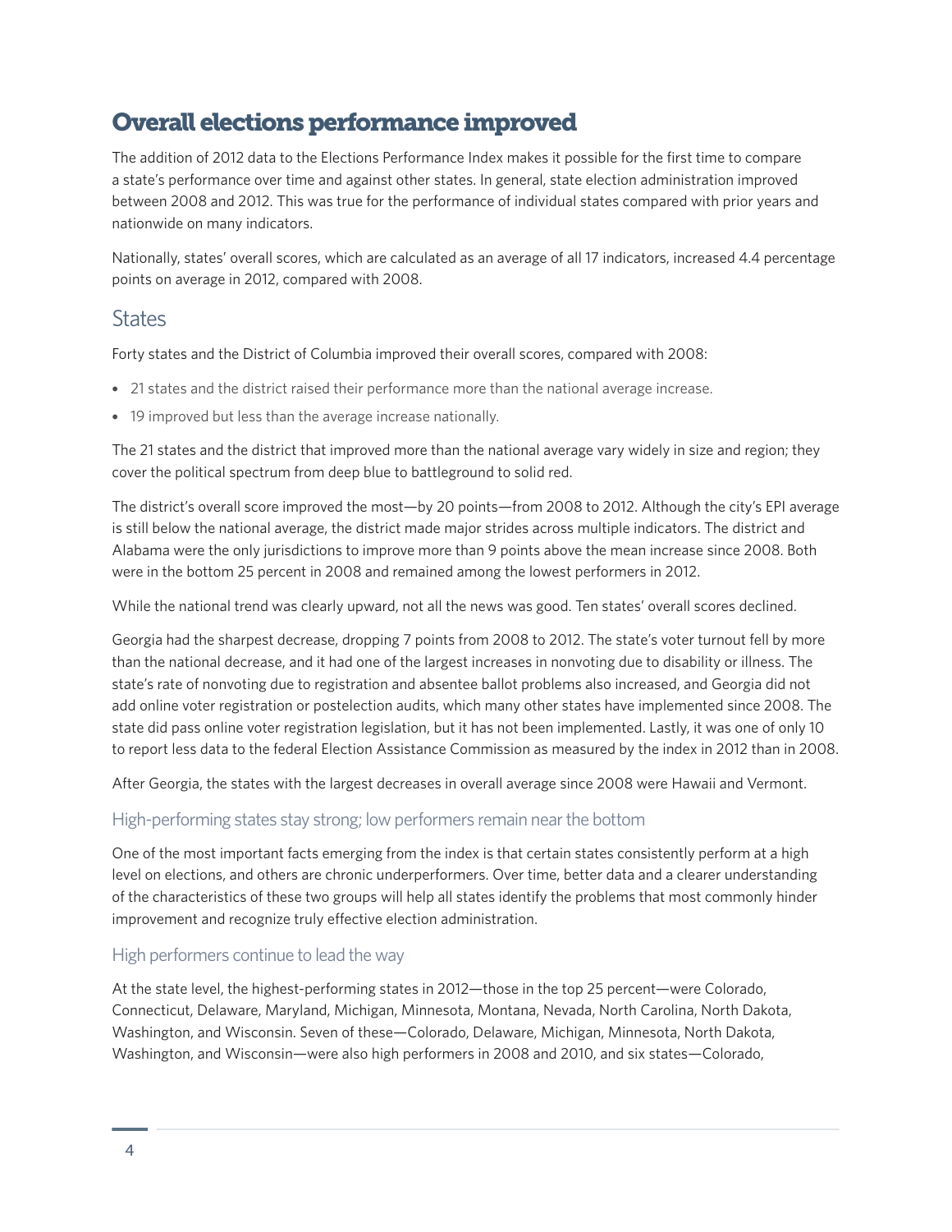# Overall elections performance improved

The addition of 2012 data to the Elections Performance Index makes it possible for the first time to compare a state's performance over time and against other states. In general, state election administration improved between 2008 and 2012. This was true for the performance of individual states compared with prior years and nationwide on many indicators.

Nationally, states' overall scores, which are calculated as an average of all 17 indicators, increased 4.4 percentage points on average in 2012, compared with 2008.

## States

Forty states and the District of Columbia improved their overall scores, compared with 2008:

- 21 states and the district raised their performance more than the national average increase.
- 19 improved but less than the average increase nationally.

The 21 states and the district that improved more than the national average vary widely in size and region; they cover the political spectrum from deep blue to battleground to solid red.

The district's overall score improved the most—by 20 points—from 2008 to 2012. Although the city's EPI average is still below the national average, the district made major strides across multiple indicators. The district and Alabama were the only jurisdictions to improve more than 9 points above the mean increase since 2008. Both were in the bottom 25 percent in 2008 and remained among the lowest performers in 2012.

While the national trend was clearly upward, not all the news was good. Ten states' overall scores declined.

Georgia had the sharpest decrease, dropping 7 points from 2008 to 2012. The state's voter turnout fell by more than the national decrease, and it had one of the largest increases in nonvoting due to disability or illness. The state's rate of nonvoting due to registration and absentee ballot problems also increased, and Georgia did not add online voter registration or postelection audits, which many other states have implemented since 2008. The state did pass online voter registration legislation, but it has not been implemented. Lastly, it was one of only 10 to report less data to the federal Election Assistance Commission as measured by the index in 2012 than in 2008.

After Georgia, the states with the largest decreases in overall average since 2008 were Hawaii and Vermont.

### High-performing states stay strong; low performers remain near the bottom

One of the most important facts emerging from the index is that certain states consistently perform at a high level on elections, and others are chronic underperformers. Over time, better data and a clearer understanding of the characteristics of these two groups will help all states identify the problems that most commonly hinder improvement and recognize truly effective election administration.

### High performers continue to lead the way

At the state level, the highest-performing states in 2012—those in the top 25 percent—were Colorado, Connecticut, Delaware, Maryland, Michigan, Minnesota, Montana, Nevada, North Carolina, North Dakota, Washington, and Wisconsin. Seven of these—Colorado, Delaware, Michigan, Minnesota, North Dakota, Washington, and Wisconsin—were also high performers in 2008 and 2010, and six states—Colorado,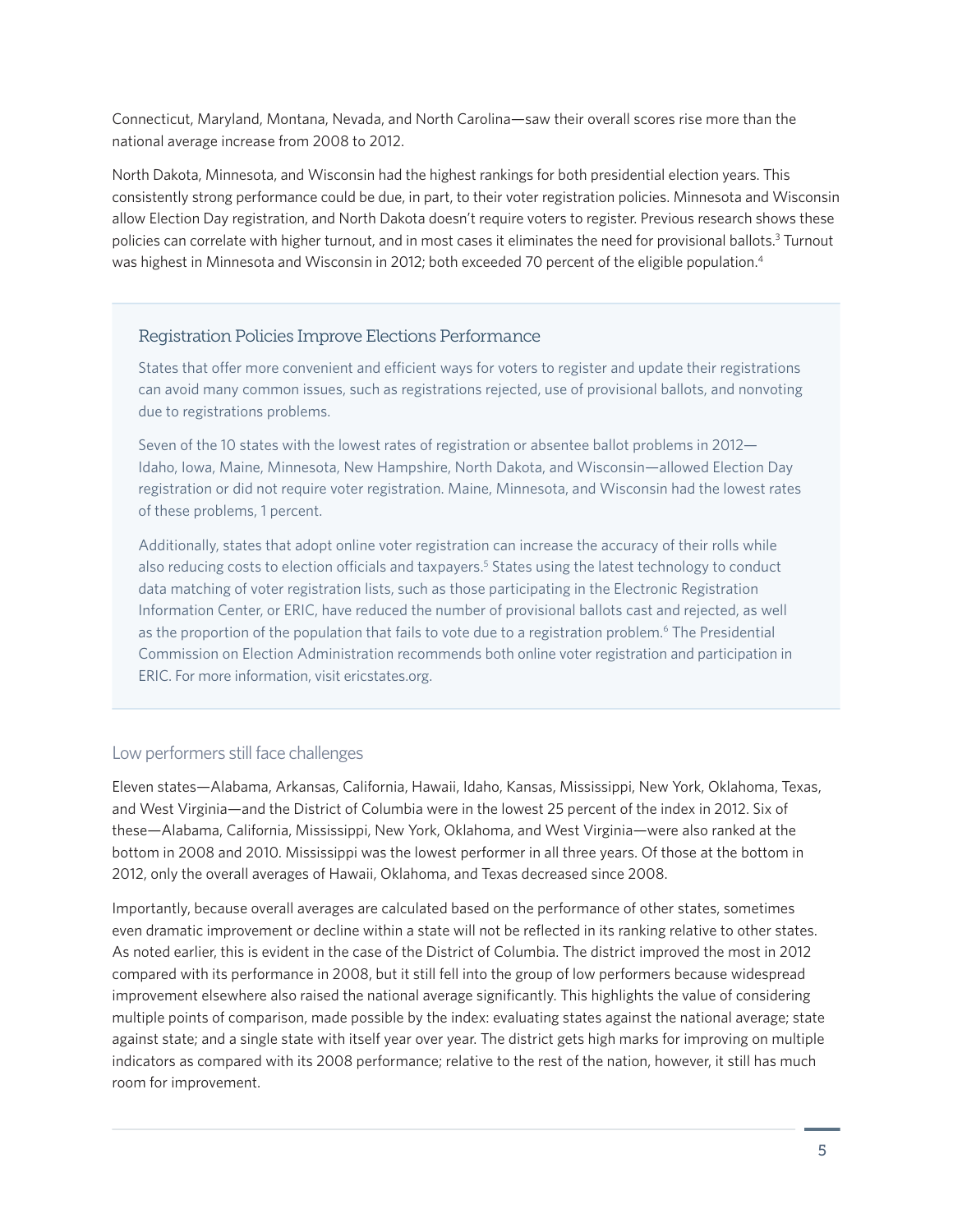Connecticut, Maryland, Montana, Nevada, and North Carolina—saw their overall scores rise more than the national average increase from 2008 to 2012.

North Dakota, Minnesota, and Wisconsin had the highest rankings for both presidential election years. This consistently strong performance could be due, in part, to their voter registration policies. Minnesota and Wisconsin allow Election Day registration, and North Dakota doesn't require voters to register. Previous research shows these policies can correlate with higher turnout, and in most cases it eliminates the need for provisional ballots.[3] Turnout was highest in Minnesota and Wisconsin in 2012; both exceeded 70 percent of the eligible population.[4]

### Registration Policies Improve Elections Performance

States that offer more convenient and efficient ways for voters to register and update their registrations can avoid many common issues, such as registrations rejected, use of provisional ballots, and nonvoting due to registrations problems.

Seven of the 10 states with the lowest rates of registration or absentee ballot problems in 2012—Idaho, Iowa, Maine, Minnesota, New Hampshire, North Dakota, and Wisconsin—allowed Election Day registration or did not require voter registration. Maine, Minnesota, and Wisconsin had the lowest rates of these problems, 1 percent.

Additionally, states that adopt online voter registration can increase the accuracy of their rolls while also reducing costs to election officials and taxpayers.[5] States using the latest technology to conduct data matching of voter registration lists, such as those participating in the Electronic Registration Information Center, or ERIC, have reduced the number of provisional ballots cast and rejected, as well as the proportion of the population that fails to vote due to a registration problem.[6] The Presidential Commission on Election Administration recommends both online voter registration and participation in ERIC. For more information, visit ericstates.org.

## Low performers still face challenges

Eleven states—Alabama, Arkansas, California, Hawaii, Idaho, Kansas, Mississippi, New York, Oklahoma, Texas, and West Virginia—and the District of Columbia were in the lowest 25 percent of the index in 2012. Six of these—Alabama, California, Mississippi, New York, Oklahoma, and West Virginia—were also ranked at the bottom in 2008 and 2010. Mississippi was the lowest performer in all three years. Of those at the bottom in 2012, only the overall averages of Hawaii, Oklahoma, and Texas decreased since 2008.

Importantly, because overall averages are calculated based on the performance of other states, sometimes even dramatic improvement or decline within a state will not be reflected in its ranking relative to other states. As noted earlier, this is evident in the case of the District of Columbia. The district improved the most in 2012 compared with its performance in 2008, but it still fell into the group of low performers because widespread improvement elsewhere also raised the national average significantly. This highlights the value of considering multiple points of comparison, made possible by the index: evaluating states against the national average; state against state; and a single state with itself year over year. The district gets high marks for improving on multiple indicators as compared with its 2008 performance; relative to the rest of the nation, however, it still has much room for improvement.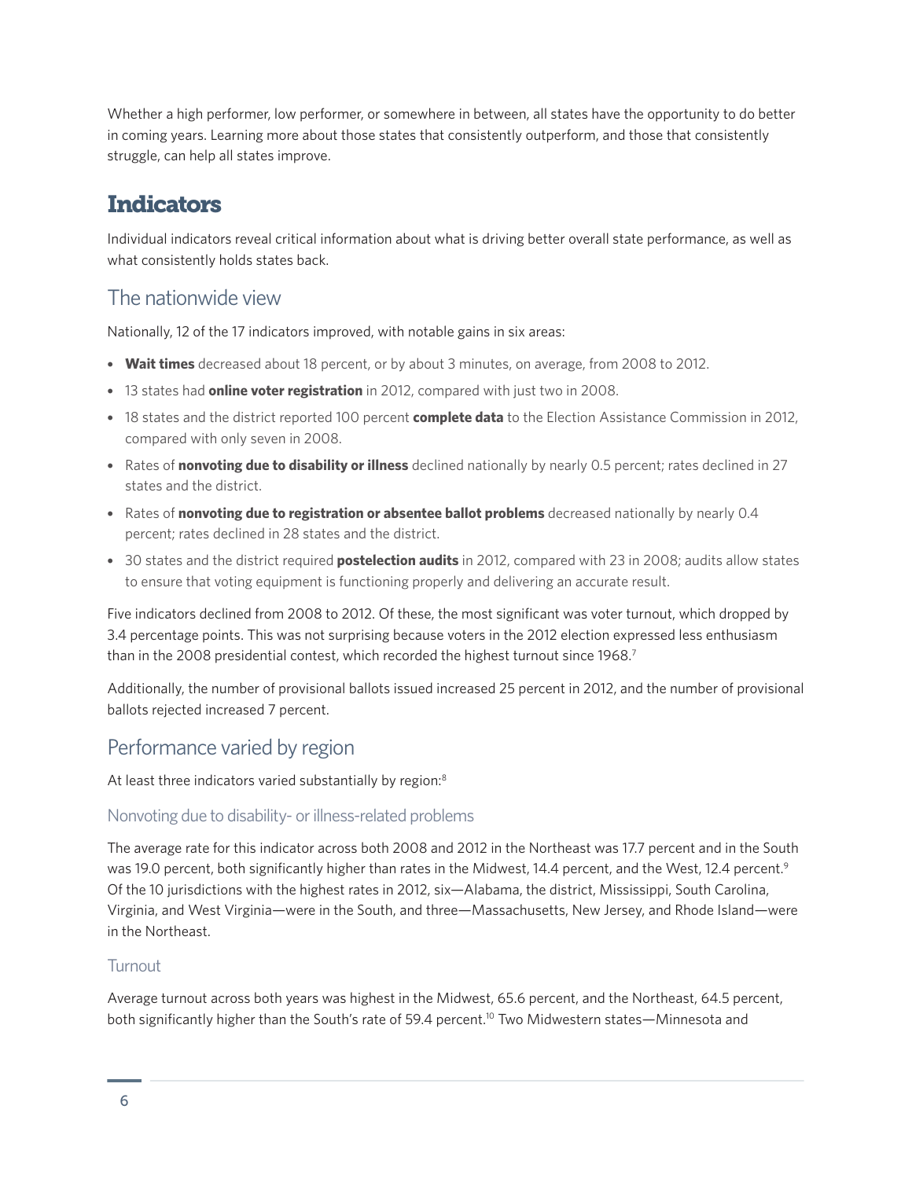Whether a high performer, low performer, or somewhere in between, all states have the opportunity to do better in coming years. Learning more about those states that consistently outperform, and those that consistently struggle, can help all states improve.

# Indicators

Individual indicators reveal critical information about what is driving better overall state performance, as well as what consistently holds states back.

## The nationwide view

Nationally, 12 of the 17 indicators improved, with notable gains in six areas:

- **Wait times** decreased about 18 percent, or by about 3 minutes, on average, from 2008 to 2012.
- 13 states had **online voter registration** in 2012, compared with just two in 2008.
- 18 states and the district reported 100 percent **complete data** to the Election Assistance Commission in 2012, compared with only seven in 2008.
- Rates of **nonvoting due to disability or illness** declined nationally by nearly 0.5 percent; rates declined in 27 states and the district.
- Rates of **nonvoting due to registration or absentee ballot problems** decreased nationally by nearly 0.4 percent; rates declined in 28 states and the district.
- 30 states and the district required **postelection audits** in 2012, compared with 23 in 2008; audits allow states to ensure that voting equipment is functioning properly and delivering an accurate result.

Five indicators declined from 2008 to 2012. Of these, the most significant was voter turnout, which dropped by 3.4 percentage points. This was not surprising because voters in the 2012 election expressed less enthusiasm than in the 2008 presidential contest, which recorded the highest turnout since 1968.[7]

Additionally, the number of provisional ballots issued increased 25 percent in 2012, and the number of provisional ballots rejected increased 7 percent.

## Performance varied by region

At least three indicators varied substantially by region:[8]

### Nonvoting due to disability- or illness-related problems

The average rate for this indicator across both 2008 and 2012 in the Northeast was 17.7 percent and in the South was 19.0 percent, both significantly higher than rates in the Midwest, 14.4 percent, and the West, 12.4 percent.[9] Of the 10 jurisdictions with the highest rates in 2012, six—Alabama, the district, Mississippi, South Carolina, Virginia, and West Virginia—were in the South, and three—Massachusetts, New Jersey, and Rhode Island—were in the Northeast.

### Turnout

Average turnout across both years was highest in the Midwest, 65.6 percent, and the Northeast, 64.5 percent, both significantly higher than the South's rate of 59.4 percent.[10] Two Midwestern states—Minnesota and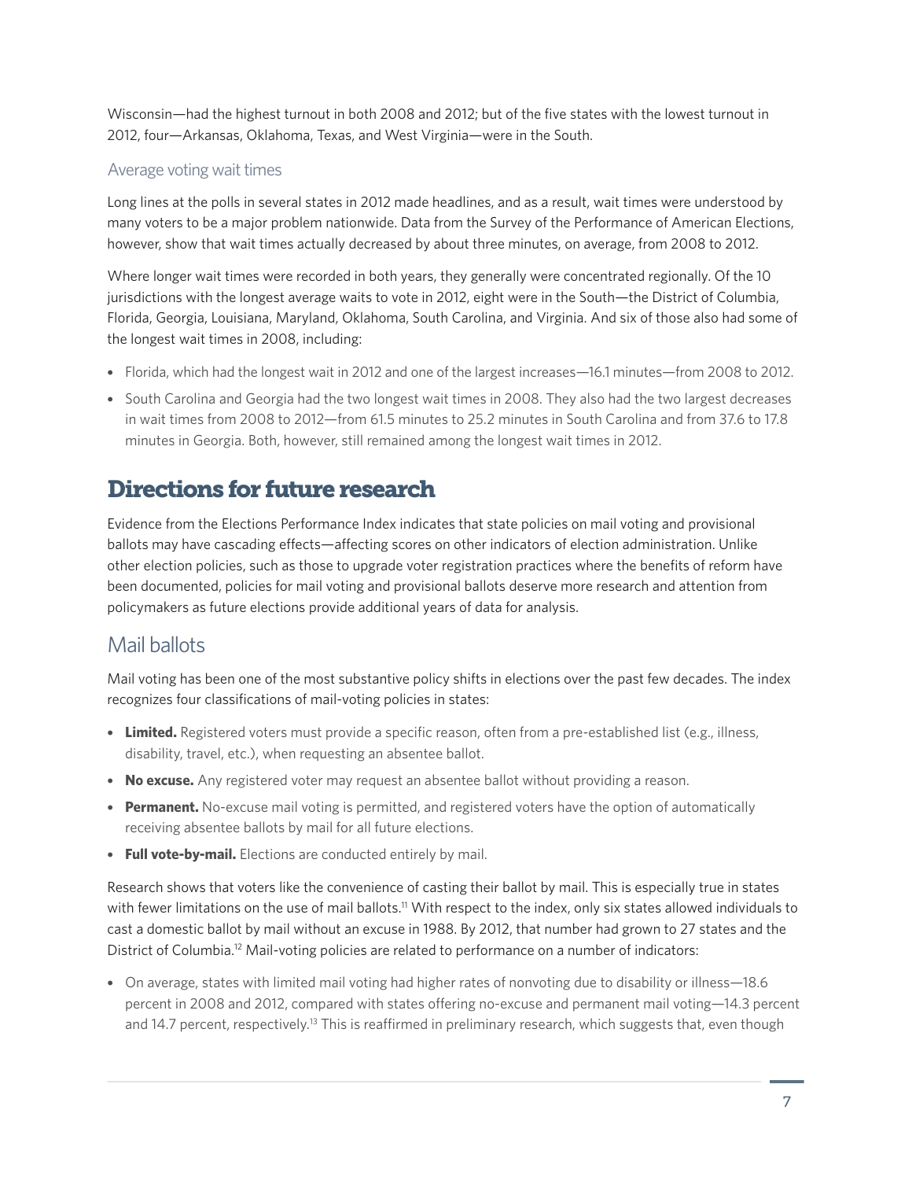Wisconsin—had the highest turnout in both 2008 and 2012; but of the five states with the lowest turnout in 2012, four—Arkansas, Oklahoma, Texas, and West Virginia—were in the South.

### Average voting wait times

Long lines at the polls in several states in 2012 made headlines, and as a result, wait times were understood by many voters to be a major problem nationwide. Data from the Survey of the Performance of American Elections, however, show that wait times actually decreased by about three minutes, on average, from 2008 to 2012.

Where longer wait times were recorded in both years, they generally were concentrated regionally. Of the 10 jurisdictions with the longest average waits to vote in 2012, eight were in the South—the District of Columbia, Florida, Georgia, Louisiana, Maryland, Oklahoma, South Carolina, and Virginia. And six of those also had some of the longest wait times in 2008, including:

- Florida, which had the longest wait in 2012 and one of the largest increases—16.1 minutes—from 2008 to 2012.
- South Carolina and Georgia had the two longest wait times in 2008. They also had the two largest decreases in wait times from 2008 to 2012—from 61.5 minutes to 25.2 minutes in South Carolina and from 37.6 to 17.8 minutes in Georgia. Both, however, still remained among the longest wait times in 2012.

# Directions for future research

Evidence from the Elections Performance Index indicates that state policies on mail voting and provisional ballots may have cascading effects—affecting scores on other indicators of election administration. Unlike other election policies, such as those to upgrade voter registration practices where the benefits of reform have been documented, policies for mail voting and provisional ballots deserve more research and attention from policymakers as future elections provide additional years of data for analysis.

## Mail ballots

Mail voting has been one of the most substantive policy shifts in elections over the past few decades. The index recognizes four classifications of mail-voting policies in states:

- **Limited.** Registered voters must provide a specific reason, often from a pre-established list (e.g., illness, disability, travel, etc.), when requesting an absentee ballot.
- **No excuse.** Any registered voter may request an absentee ballot without providing a reason.
- **Permanent.** No-excuse mail voting is permitted, and registered voters have the option of automatically receiving absentee ballots by mail for all future elections.
- **Full vote-by-mail.** Elections are conducted entirely by mail.

Research shows that voters like the convenience of casting their ballot by mail. This is especially true in states with fewer limitations on the use of mail ballots.[11] With respect to the index, only six states allowed individuals to cast a domestic ballot by mail without an excuse in 1988. By 2012, that number had grown to 27 states and the District of Columbia.[12] Mail-voting policies are related to performance on a number of indicators:

- On average, states with limited mail voting had higher rates of nonvoting due to disability or illness—18.6 percent in 2008 and 2012, compared with states offering no-excuse and permanent mail voting—14.3 percent and 14.7 percent, respectively.[13] This is reaffirmed in preliminary research, which suggests that, even though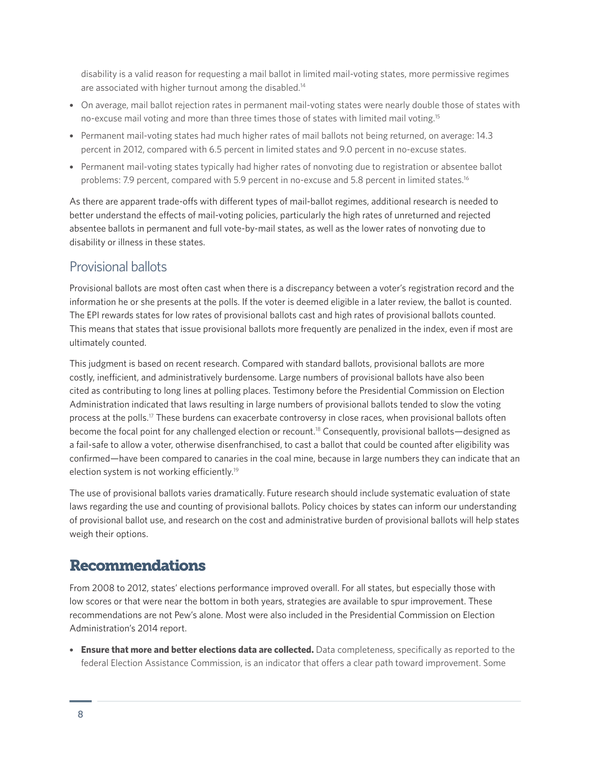disability is a valid reason for requesting a mail ballot in limited mail-voting states, more permissive regimes are associated with higher turnout among the disabled.[14]

- On average, mail ballot rejection rates in permanent mail-voting states were nearly double those of states with no-excuse mail voting and more than three times those of states with limited mail voting.[15]
- Permanent mail-voting states had much higher rates of mail ballots not being returned, on average: 14.3 percent in 2012, compared with 6.5 percent in limited states and 9.0 percent in no-excuse states.
- Permanent mail-voting states typically had higher rates of nonvoting due to registration or absentee ballot problems: 7.9 percent, compared with 5.9 percent in no-excuse and 5.8 percent in limited states.[16]

As there are apparent trade-offs with different types of mail-ballot regimes, additional research is needed to better understand the effects of mail-voting policies, particularly the high rates of unreturned and rejected absentee ballots in permanent and full vote-by-mail states, as well as the lower rates of nonvoting due to disability or illness in these states.

## Provisional ballots

Provisional ballots are most often cast when there is a discrepancy between a voter's registration record and the information he or she presents at the polls. If the voter is deemed eligible in a later review, the ballot is counted. The EPI rewards states for low rates of provisional ballots cast and high rates of provisional ballots counted. This means that states that issue provisional ballots more frequently are penalized in the index, even if most are ultimately counted.

This judgment is based on recent research. Compared with standard ballots, provisional ballots are more costly, inefficient, and administratively burdensome. Large numbers of provisional ballots have also been cited as contributing to long lines at polling places. Testimony before the Presidential Commission on Election Administration indicated that laws resulting in large numbers of provisional ballots tended to slow the voting process at the polls.[17] These burdens can exacerbate controversy in close races, when provisional ballots often become the focal point for any challenged election or recount.[18] Consequently, provisional ballots—designed as a fail-safe to allow a voter, otherwise disenfranchised, to cast a ballot that could be counted after eligibility was confirmed—have been compared to canaries in the coal mine, because in large numbers they can indicate that an election system is not working efficiently.[19]

The use of provisional ballots varies dramatically. Future research should include systematic evaluation of state laws regarding the use and counting of provisional ballots. Policy choices by states can inform our understanding of provisional ballot use, and research on the cost and administrative burden of provisional ballots will help states weigh their options.

# Recommendations

From 2008 to 2012, states' elections performance improved overall. For all states, but especially those with low scores or that were near the bottom in both years, strategies are available to spur improvement. These recommendations are not Pew's alone. Most were also included in the Presidential Commission on Election Administration's 2014 report.

- **Ensure that more and better elections data are collected.** Data completeness, specifically as reported to the federal Election Assistance Commission, is an indicator that offers a clear path toward improvement. Some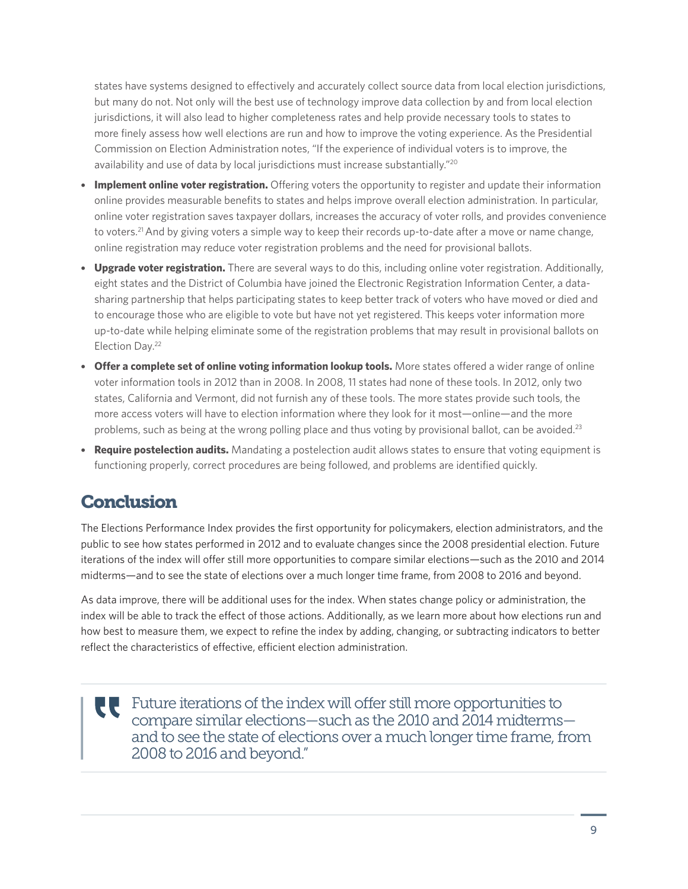states have systems designed to effectively and accurately collect source data from local election jurisdictions, but many do not. Not only will the best use of technology improve data collection by and from local election jurisdictions, it will also lead to higher completeness rates and help provide necessary tools to states to more finely assess how well elections are run and how to improve the voting experience. As the Presidential Commission on Election Administration notes, "If the experience of individual voters is to improve, the availability and use of data by local jurisdictions must increase substantially."[20]

- **Implement online voter registration.** Offering voters the opportunity to register and update their information online provides measurable benefits to states and helps improve overall election administration. In particular, online voter registration saves taxpayer dollars, increases the accuracy of voter rolls, and provides convenience to voters.[21] And by giving voters a simple way to keep their records up-to-date after a move or name change, online registration may reduce voter registration problems and the need for provisional ballots.
- **Upgrade voter registration.** There are several ways to do this, including online voter registration. Additionally, eight states and the District of Columbia have joined the Electronic Registration Information Center, a data-sharing partnership that helps participating states to keep better track of voters who have moved or died and to encourage those who are eligible to vote but have not yet registered. This keeps voter information more up-to-date while helping eliminate some of the registration problems that may result in provisional ballots on Election Day.[22]
- **Offer a complete set of online voting information lookup tools.** More states offered a wider range of online voter information tools in 2012 than in 2008. In 2008, 11 states had none of these tools. In 2012, only two states, California and Vermont, did not furnish any of these tools. The more states provide such tools, the more access voters will have to election information where they look for it most—online—and the more problems, such as being at the wrong polling place and thus voting by provisional ballot, can be avoided.[23]
- **Require postelection audits.** Mandating a postelection audit allows states to ensure that voting equipment is functioning properly, correct procedures are being followed, and problems are identified quickly.

## Conclusion

The Elections Performance Index provides the first opportunity for policymakers, election administrators, and the public to see how states performed in 2012 and to evaluate changes since the 2008 presidential election. Future iterations of the index will offer still more opportunities to compare similar elections—such as the 2010 and 2014 midterms—and to see the state of elections over a much longer time frame, from 2008 to 2016 and beyond.

As data improve, there will be additional uses for the index. When states change policy or administration, the index will be able to track the effect of those actions. Additionally, as we learn more about how elections run and how best to measure them, we expect to refine the index by adding, changing, or subtracting indicators to better reflect the characteristics of effective, efficient election administration.

> Future iterations of the index will offer still more opportunities to compare similar elections—such as the 2010 and 2014 midterms—and to see the state of elections over a much longer time frame, from 2008 to 2016 and beyond."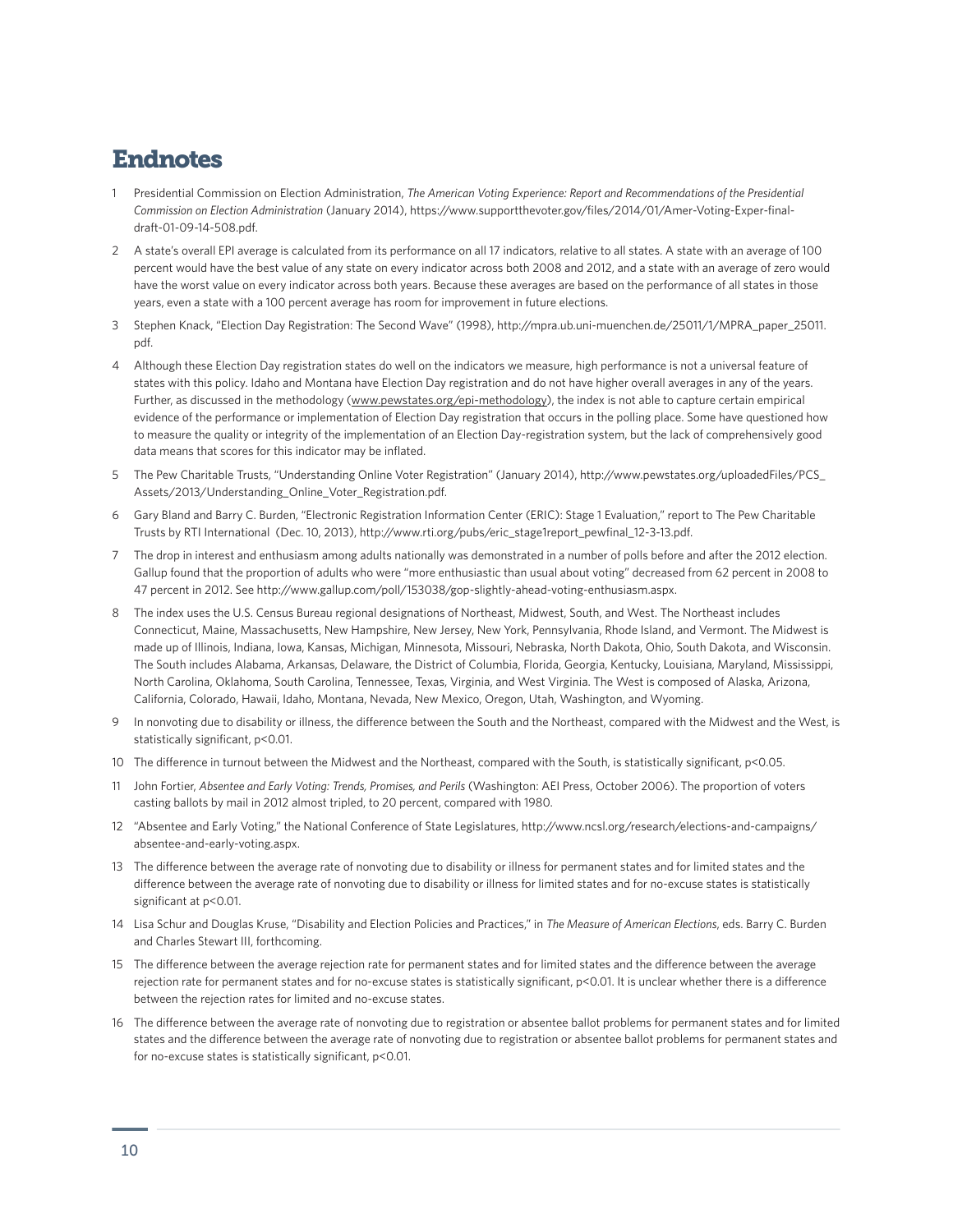# Endnotes

1. Presidential Commission on Election Administration, *The American Voting Experience: Report and Recommendations of the Presidential Commission on Election Administration* (January 2014), https://www.supportthevoter.gov/files/2014/01/Amer-Voting-Exper-final-draft-01-09-14-508.pdf.
2. A state's overall EPI average is calculated from its performance on all 17 indicators, relative to all states. A state with an average of 100 percent would have the best value of any state on every indicator across both 2008 and 2012, and a state with an average of zero would have the worst value on every indicator across both years. Because these averages are based on the performance of all states in those years, even a state with a 100 percent average has room for improvement in future elections.
3. Stephen Knack, "Election Day Registration: The Second Wave" (1998), http://mpra.ub.uni-muenchen.de/25011/1/MPRA_paper_25011.pdf.
4. Although these Election Day registration states do well on the indicators we measure, high performance is not a universal feature of states with this policy. Idaho and Montana have Election Day registration and do not have higher overall averages in any of the years. Further, as discussed in the methodology (www.pewstates.org/epi-methodology), the index is not able to capture certain empirical evidence of the performance or implementation of Election Day registration that occurs in the polling place. Some have questioned how to measure the quality or integrity of the implementation of an Election Day-registration system, but the lack of comprehensively good data means that scores for this indicator may be inflated.
5. The Pew Charitable Trusts, "Understanding Online Voter Registration" (January 2014), http://www.pewstates.org/uploadedFiles/PCS_Assets/2013/Understanding_Online_Voter_Registration.pdf.
6. Gary Bland and Barry C. Burden, "Electronic Registration Information Center (ERIC): Stage 1 Evaluation," report to The Pew Charitable Trusts by RTI International (Dec. 10, 2013), http://www.rti.org/pubs/eric_stage1report_pewfinal_12-3-13.pdf.
7. The drop in interest and enthusiasm among adults nationally was demonstrated in a number of polls before and after the 2012 election. Gallup found that the proportion of adults who were "more enthusiastic than usual about voting" decreased from 62 percent in 2008 to 47 percent in 2012. See http://www.gallup.com/poll/153038/gop-slightly-ahead-voting-enthusiasm.aspx.
8. The index uses the U.S. Census Bureau regional designations of Northeast, Midwest, South, and West. The Northeast includes Connecticut, Maine, Massachusetts, New Hampshire, New Jersey, New York, Pennsylvania, Rhode Island, and Vermont. The Midwest is made up of Illinois, Indiana, Iowa, Kansas, Michigan, Minnesota, Missouri, Nebraska, North Dakota, Ohio, South Dakota, and Wisconsin. The South includes Alabama, Arkansas, Delaware, the District of Columbia, Florida, Georgia, Kentucky, Louisiana, Maryland, Mississippi, North Carolina, Oklahoma, South Carolina, Tennessee, Texas, Virginia, and West Virginia. The West is composed of Alaska, Arizona, California, Colorado, Hawaii, Idaho, Montana, Nevada, New Mexico, Oregon, Utah, Washington, and Wyoming.
9. In nonvoting due to disability or illness, the difference between the South and the Northeast, compared with the Midwest and the West, is statistically significant, $p<0.01$.
10. The difference in turnout between the Midwest and the Northeast, compared with the South, is statistically significant, $p<0.05$.
11. John Fortier, *Absentee and Early Voting: Trends, Promises, and Perils* (Washington: AEI Press, October 2006). The proportion of voters casting ballots by mail in 2012 almost tripled, to 20 percent, compared with 1980.
12. "Absentee and Early Voting," the National Conference of State Legislatures, http://www.ncsl.org/research/elections-and-campaigns/absentee-and-early-voting.aspx.
13. The difference between the average rate of nonvoting due to disability or illness for permanent states and for limited states and the difference between the average rate of nonvoting due to disability or illness for limited states and for no-excuse states is statistically significant at $p<0.01$.
14. Lisa Schur and Douglas Kruse, "Disability and Election Policies and Practices," in *The Measure of American Elections*, eds. Barry C. Burden and Charles Stewart III, forthcoming.
15. The difference between the average rejection rate for permanent states and for limited states and the difference between the average rejection rate for permanent states and for no-excuse states is statistically significant, $p<0.01$. It is unclear whether there is a difference between the rejection rates for limited and no-excuse states.
16. The difference between the average rate of nonvoting due to registration or absentee ballot problems for permanent states and for limited states and the difference between the average rate of nonvoting due to registration or absentee ballot problems for permanent states and for no-excuse states is statistically significant, $p<0.01$.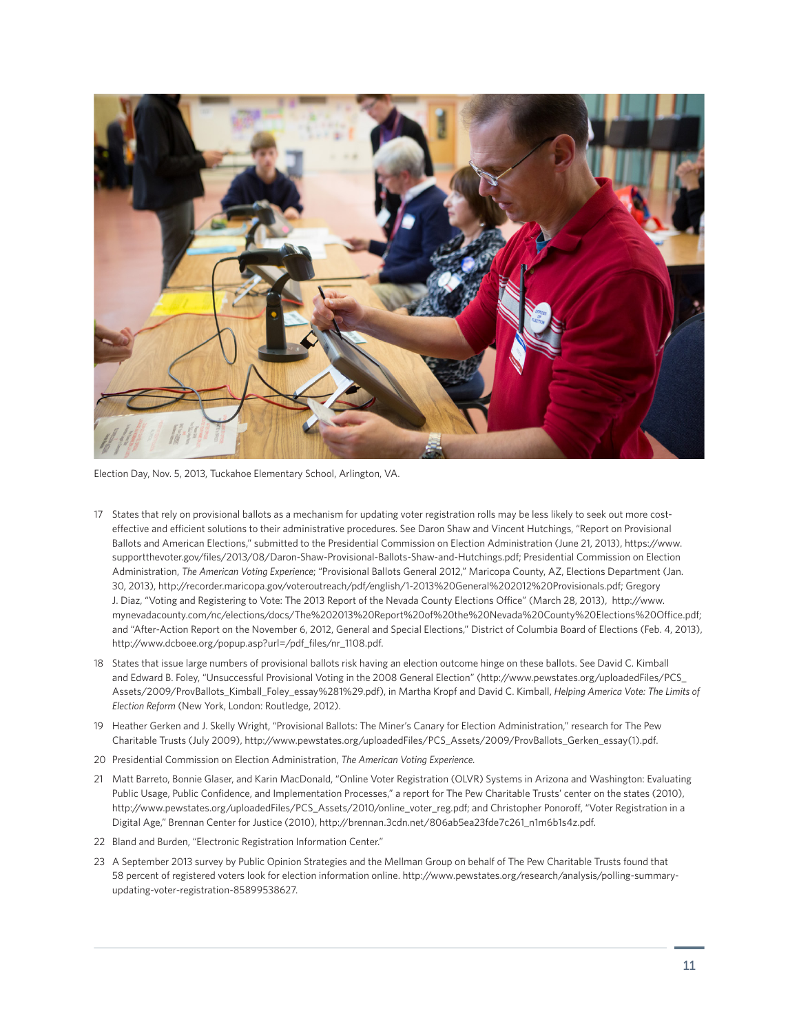Election Day, Nov. 5, 2013, Tuckahoe Elementary School, Arlington, VA.

17 States that rely on provisional ballots as a mechanism for updating voter registration rolls may be less likely to seek out more cost-effective and efficient solutions to their administrative procedures. See Daron Shaw and Vincent Hutchings, "Report on Provisional Ballots and American Elections," submitted to the Presidential Commission on Election Administration (June 21, 2013), https://www.supportthevoter.gov/files/2013/08/Daron-Shaw-Provisional-Ballots-Shaw-and-Hutchings.pdf; Presidential Commission on Election Administration, *The American Voting Experience*; "Provisional Ballots General 2012," Maricopa County, AZ, Elections Department (Jan. 30, 2013), http://recorder.maricopa.gov/voteroutreach/pdf/english/1-2013%20General%202012%20Provisionals.pdf; Gregory J. Diaz, "Voting and Registering to Vote: The 2013 Report of the Nevada County Elections Office" (March 28, 2013), http://www.mynevadacounty.com/nc/elections/docs/The%202013%20Report%20of%20the%20Nevada%20County%20Elections%20Office.pdf; and "After-Action Report on the November 6, 2012, General and Special Elections," District of Columbia Board of Elections (Feb. 4, 2013), http://www.dcboee.org/popup.asp?url=/pdf_files/nr_1108.pdf.

18 States that issue large numbers of provisional ballots risk having an election outcome hinge on these ballots. See David C. Kimball and Edward B. Foley, "Unsuccessful Provisional Voting in the 2008 General Election" (http://www.pewstates.org/uploadedFiles/PCS_Assets/2009/ProvBallots_Kimball_Foley_essay%281%29.pdf), in Martha Kropf and David C. Kimball, *Helping America Vote: The Limits of Election Reform* (New York, London: Routledge, 2012).

19 Heather Gerken and J. Skelly Wright, "Provisional Ballots: The Miner's Canary for Election Administration," research for The Pew Charitable Trusts (July 2009), http://www.pewstates.org/uploadedFiles/PCS_Assets/2009/ProvBallots_Gerken_essay(1).pdf.

20 Presidential Commission on Election Administration, *The American Voting Experience.*

21 Matt Barreto, Bonnie Glaser, and Karin MacDonald, "Online Voter Registration (OLVR) Systems in Arizona and Washington: Evaluating Public Usage, Public Confidence, and Implementation Processes," a report for The Pew Charitable Trusts' center on the states (2010), http://www.pewstates.org/uploadedFiles/PCS_Assets/2010/online_voter_reg.pdf; and Christopher Ponoroff, "Voter Registration in a Digital Age," Brennan Center for Justice (2010), http://brennan.3cdn.net/806ab5ea23fde7c261_n1m6b1s4z.pdf.

22 Bland and Burden, "Electronic Registration Information Center."

23 A September 2013 survey by Public Opinion Strategies and the Mellman Group on behalf of The Pew Charitable Trusts found that 58 percent of registered voters look for election information online. http://www.pewstates.org/research/analysis/polling-summary-updating-voter-registration-85899538627.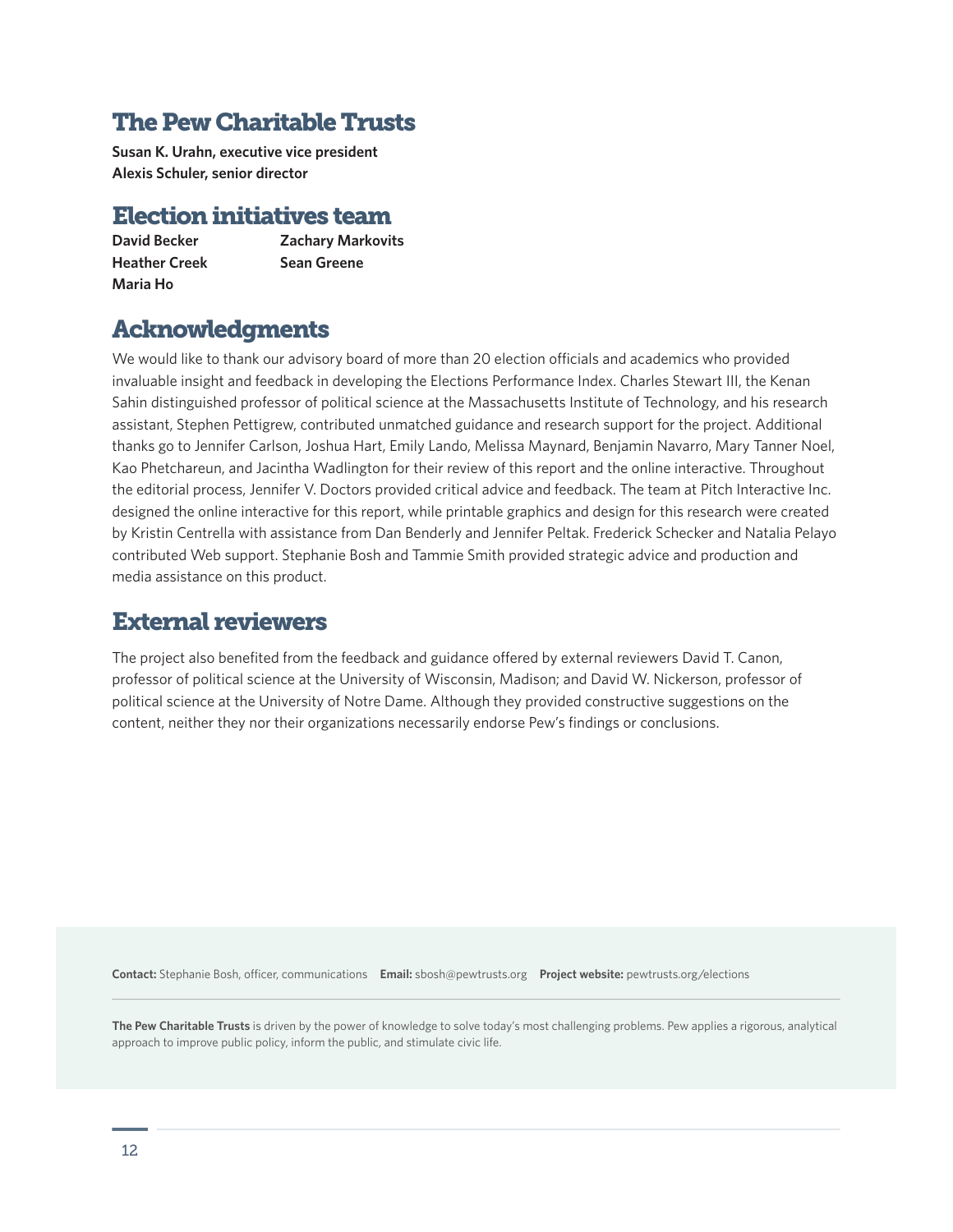## The Pew Charitable Trusts

**Susan K. Urahn, executive vice president**
**Alexis Schuler, senior director**

## Election initiatives team

**David Becker**
**Heather Creek**
**Maria Ho**
**Zachary Markovits**
**Sean Greene**

## Acknowledgments

We would like to thank our advisory board of more than 20 election officials and academics who provided invaluable insight and feedback in developing the Elections Performance Index. Charles Stewart III, the Kenan Sahin distinguished professor of political science at the Massachusetts Institute of Technology, and his research assistant, Stephen Pettigrew, contributed unmatched guidance and research support for the project. Additional thanks go to Jennifer Carlson, Joshua Hart, Emily Lando, Melissa Maynard, Benjamin Navarro, Mary Tanner Noel, Kao Phetchareun, and Jacintha Wadlington for their review of this report and the online interactive. Throughout the editorial process, Jennifer V. Doctors provided critical advice and feedback. The team at Pitch Interactive Inc. designed the online interactive for this report, while printable graphics and design for this research were created by Kristin Centrella with assistance from Dan Benderly and Jennifer Peltak. Frederick Schecker and Natalia Pelayo contributed Web support. Stephanie Bosh and Tammie Smith provided strategic advice and production and media assistance on this product.

## External reviewers

The project also benefited from the feedback and guidance offered by external reviewers David T. Canon, professor of political science at the University of Wisconsin, Madison; and David W. Nickerson, professor of political science at the University of Notre Dame. Although they provided constructive suggestions on the content, neither they nor their organizations necessarily endorse Pew's findings or conclusions.

**Contact:** Stephanie Bosh, officer, communications **Email:** sbosh@pewtrusts.org **Project website:** pewtrusts.org/elections

**The Pew Charitable Trusts** is driven by the power of knowledge to solve today's most challenging problems. Pew applies a rigorous, analytical approach to improve public policy, inform the public, and stimulate civic life.